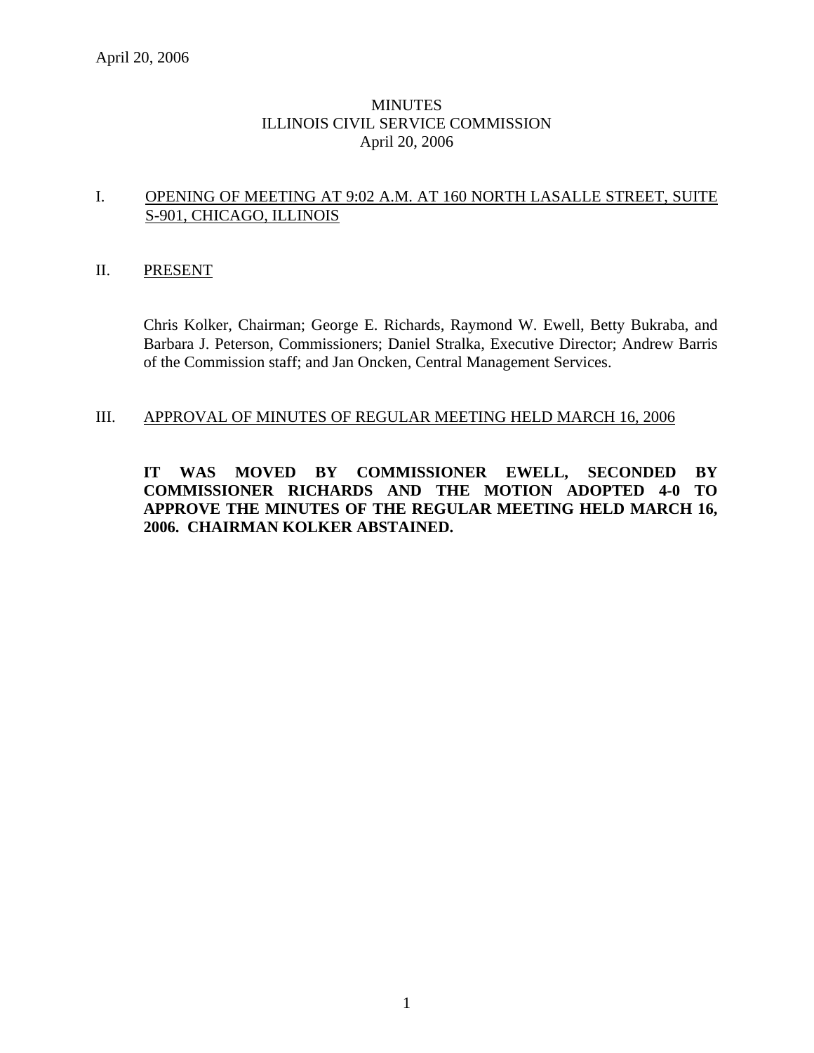April 20, 2006

MINUTES
ILLINOIS CIVIL SERVICE COMMISSION
April 20, 2006

## I. OPENING OF MEETING AT 9:02 A.M. AT 160 NORTH LASALLE STREET, SUITE S-901, CHICAGO, ILLINOIS

## II. PRESENT

Chris Kolker, Chairman; George E. Richards, Raymond W. Ewell, Betty Bukraba, and Barbara J. Peterson, Commissioners; Daniel Stralka, Executive Director; Andrew Barris of the Commission staff; and Jan Oncken, Central Management Services.

## III. APPROVAL OF MINUTES OF REGULAR MEETING HELD MARCH 16, 2006

**IT WAS MOVED BY COMMISSIONER EWELL, SECONDED BY COMMISSIONER RICHARDS AND THE MOTION ADOPTED 4-0 TO APPROVE THE MINUTES OF THE REGULAR MEETING HELD MARCH 16, 2006. CHAIRMAN KOLKER ABSTAINED.**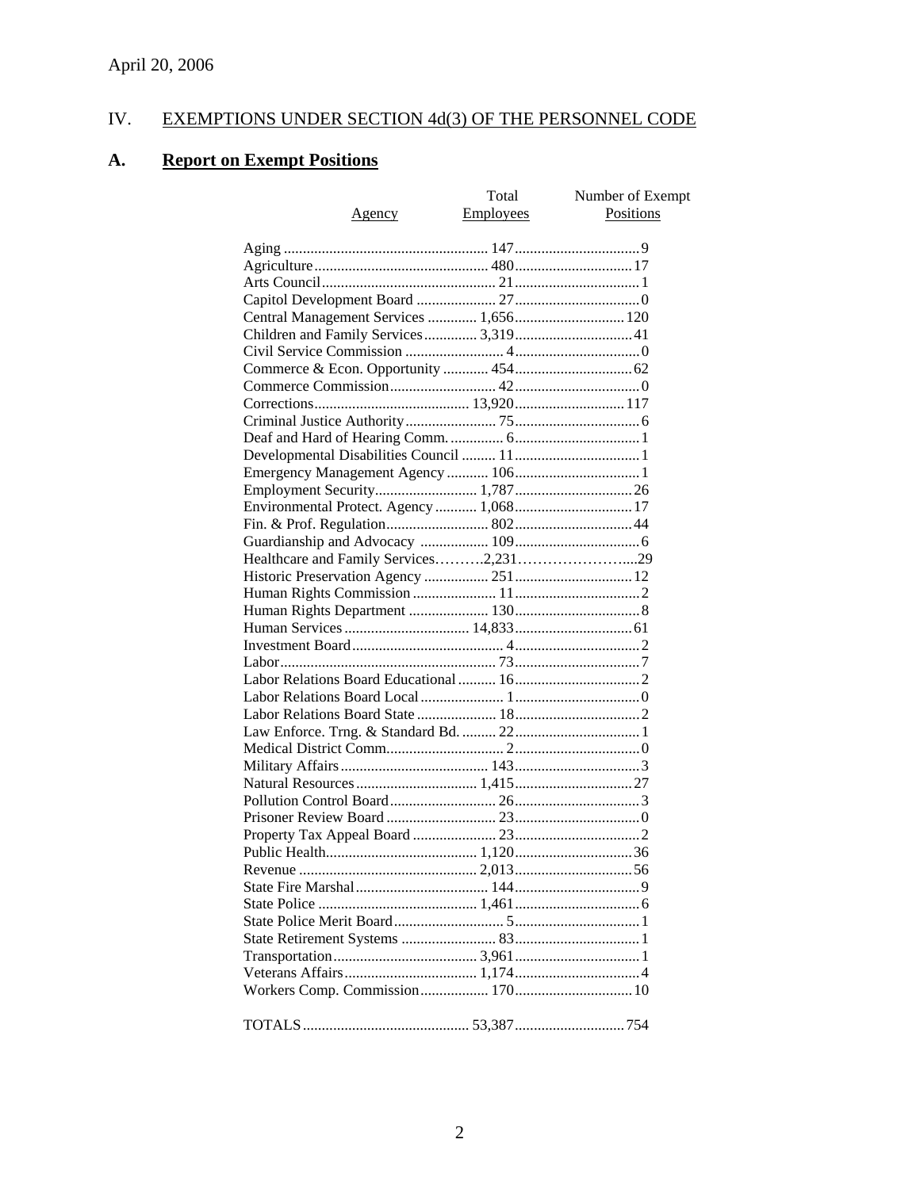April 20, 2006

# IV. EXEMPTIONS UNDER SECTION 4d(3) OF THE PERSONNEL CODE

## A. Report on Exempt Positions

| Agency | Total Employees | Number of Exempt Positions |
|---|---|---|
| Aging | 147 | 9 |
| Agriculture | 480 | 17 |
| Arts Council | 21 | 1 |
| Capitol Development Board | 27 | 0 |
| Central Management Services | 1,656 | 120 |
| Children and Family Services | 3,319 | 41 |
| Civil Service Commission | 4 | 0 |
| Commerce & Econ. Opportunity | 454 | 62 |
| Commerce Commission | 42 | 0 |
| Corrections | 13,920 | 117 |
| Criminal Justice Authority | 75 | 6 |
| Deaf and Hard of Hearing Comm. | 6 | 1 |
| Developmental Disabilities Council | 11 | 1 |
| Emergency Management Agency | 106 | 1 |
| Employment Security | 1,787 | 26 |
| Environmental Protect. Agency | 1,068 | 17 |
| Fin. & Prof. Regulation | 802 | 44 |
| Guardianship and Advocacy | 109 | 6 |
| Healthcare and Family Services | 2,231 | 29 |
| Historic Preservation Agency | 251 | 12 |
| Human Rights Commission | 11 | 2 |
| Human Rights Department | 130 | 8 |
| Human Services | 14,833 | 61 |
| Investment Board | 4 | 2 |
| Labor | 73 | 7 |
| Labor Relations Board Educational | 16 | 2 |
| Labor Relations Board Local | 1 | 0 |
| Labor Relations Board State | 18 | 2 |
| Law Enforce. Trng. & Standard Bd. | 22 | 1 |
| Medical District Comm. | 2 | 0 |
| Military Affairs | 143 | 3 |
| Natural Resources | 1,415 | 27 |
| Pollution Control Board | 26 | 3 |
| Prisoner Review Board | 23 | 0 |
| Property Tax Appeal Board | 23 | 2 |
| Public Health | 1,120 | 36 |
| Revenue | 2,013 | 56 |
| State Fire Marshal | 144 | 9 |
| State Police | 1,461 | 6 |
| State Police Merit Board | 5 | 1 |
| State Retirement Systems | 83 | 1 |
| Transportation | 3,961 | 1 |
| Veterans Affairs | 1,174 | 4 |
| Workers Comp. Commission | 170 | 10 |
| TOTALS | 53,387 | 754 |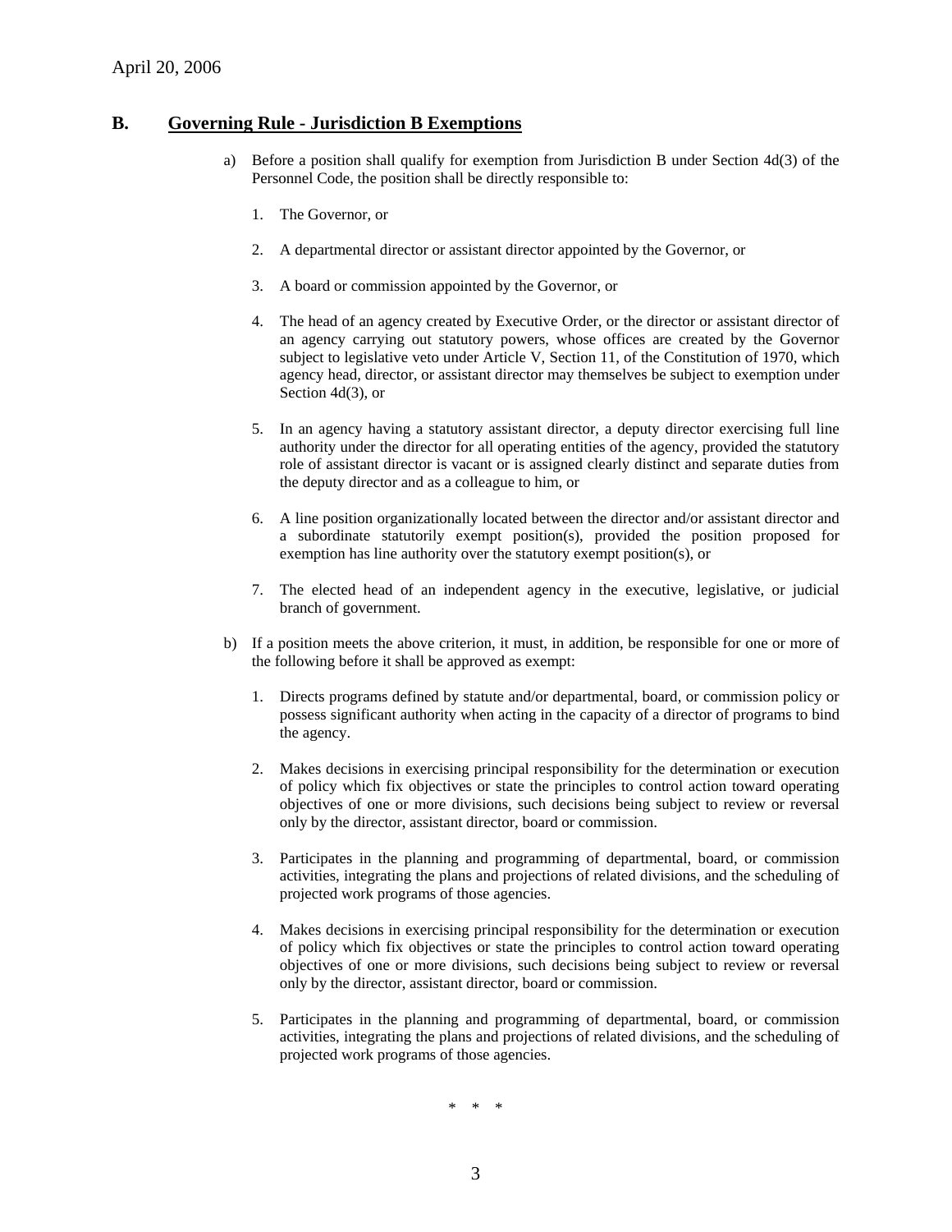## B. Governing Rule - Jurisdiction B Exemptions

a) Before a position shall qualify for exemption from Jurisdiction B under Section 4d(3) of the Personnel Code, the position shall be directly responsible to:

1. The Governor, or

2. A departmental director or assistant director appointed by the Governor, or

3. A board or commission appointed by the Governor, or

4. The head of an agency created by Executive Order, or the director or assistant director of an agency carrying out statutory powers, whose offices are created by the Governor subject to legislative veto under Article V, Section 11, of the Constitution of 1970, which agency head, director, or assistant director may themselves be subject to exemption under Section 4d(3), or

5. In an agency having a statutory assistant director, a deputy director exercising full line authority under the director for all operating entities of the agency, provided the statutory role of assistant director is vacant or is assigned clearly distinct and separate duties from the deputy director and as a colleague to him, or

6. A line position organizationally located between the director and/or assistant director and a subordinate statutorily exempt position(s), provided the position proposed for exemption has line authority over the statutory exempt position(s), or

7. The elected head of an independent agency in the executive, legislative, or judicial branch of government.

b) If a position meets the above criterion, it must, in addition, be responsible for one or more of the following before it shall be approved as exempt:

1. Directs programs defined by statute and/or departmental, board, or commission policy or possess significant authority when acting in the capacity of a director of programs to bind the agency.

2. Makes decisions in exercising principal responsibility for the determination or execution of policy which fix objectives or state the principles to control action toward operating objectives of one or more divisions, such decisions being subject to review or reversal only by the director, assistant director, board or commission.

3. Participates in the planning and programming of departmental, board, or commission activities, integrating the plans and projections of related divisions, and the scheduling of projected work programs of those agencies.

4. Makes decisions in exercising principal responsibility for the determination or execution of policy which fix objectives or state the principles to control action toward operating objectives of one or more divisions, such decisions being subject to review or reversal only by the director, assistant director, board or commission.

5. Participates in the planning and programming of departmental, board, or commission activities, integrating the plans and projections of related divisions, and the scheduling of projected work programs of those agencies.

\* \* \*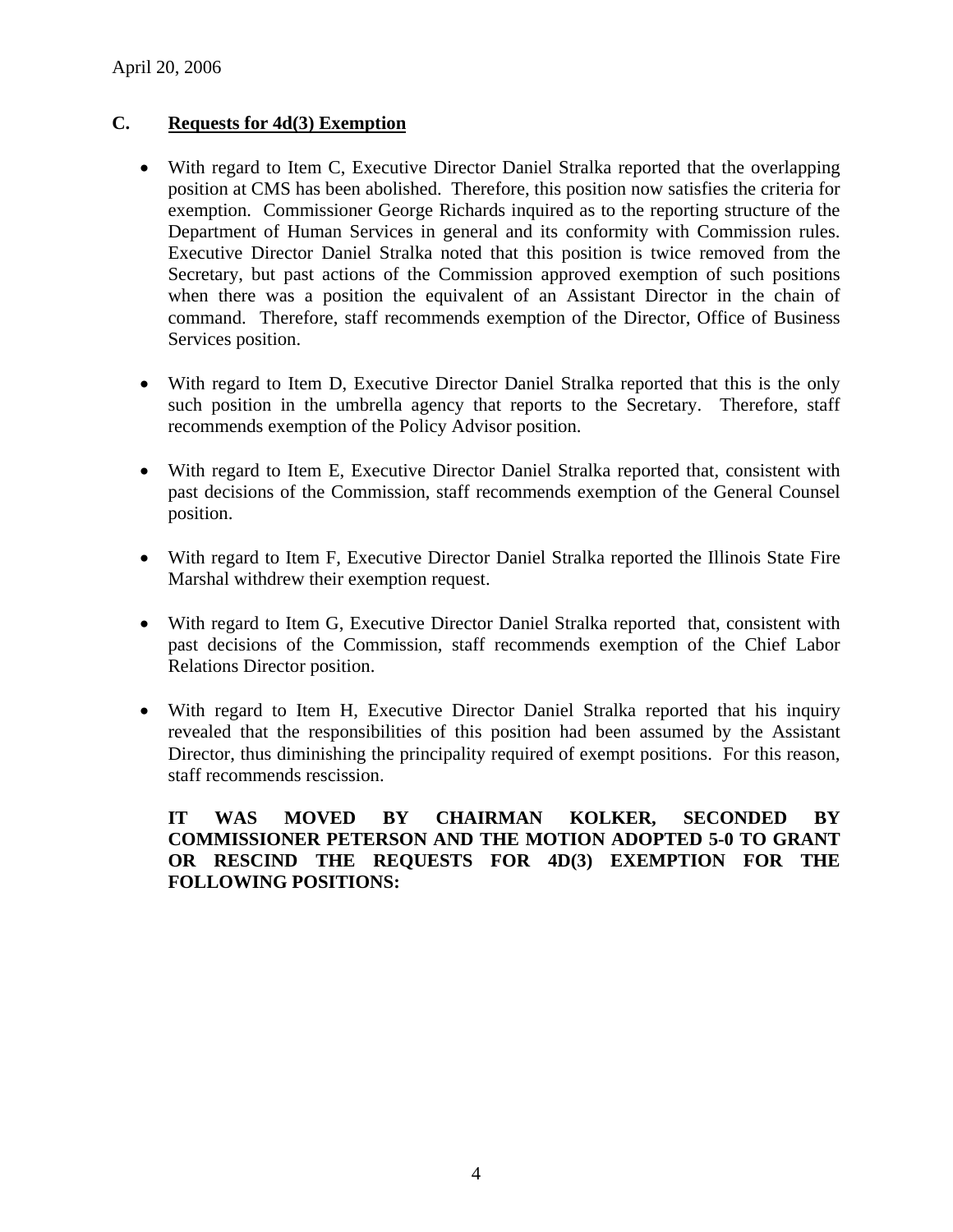## C. Requests for 4d(3) Exemption

- With regard to Item C, Executive Director Daniel Stralka reported that the overlapping position at CMS has been abolished. Therefore, this position now satisfies the criteria for exemption. Commissioner George Richards inquired as to the reporting structure of the Department of Human Services in general and its conformity with Commission rules. Executive Director Daniel Stralka noted that this position is twice removed from the Secretary, but past actions of the Commission approved exemption of such positions when there was a position the equivalent of an Assistant Director in the chain of command. Therefore, staff recommends exemption of the Director, Office of Business Services position.

- With regard to Item D, Executive Director Daniel Stralka reported that this is the only such position in the umbrella agency that reports to the Secretary. Therefore, staff recommends exemption of the Policy Advisor position.

- With regard to Item E, Executive Director Daniel Stralka reported that, consistent with past decisions of the Commission, staff recommends exemption of the General Counsel position.

- With regard to Item F, Executive Director Daniel Stralka reported the Illinois State Fire Marshal withdrew their exemption request.

- With regard to Item G, Executive Director Daniel Stralka reported that, consistent with past decisions of the Commission, staff recommends exemption of the Chief Labor Relations Director position.

- With regard to Item H, Executive Director Daniel Stralka reported that his inquiry revealed that the responsibilities of this position had been assumed by the Assistant Director, thus diminishing the principality required of exempt positions. For this reason, staff recommends rescission.

**IT WAS MOVED BY CHAIRMAN KOLKER, SECONDED BY COMMISSIONER PETERSON AND THE MOTION ADOPTED 5-0 TO GRANT OR RESCIND THE REQUESTS FOR 4D(3) EXEMPTION FOR THE FOLLOWING POSITIONS:**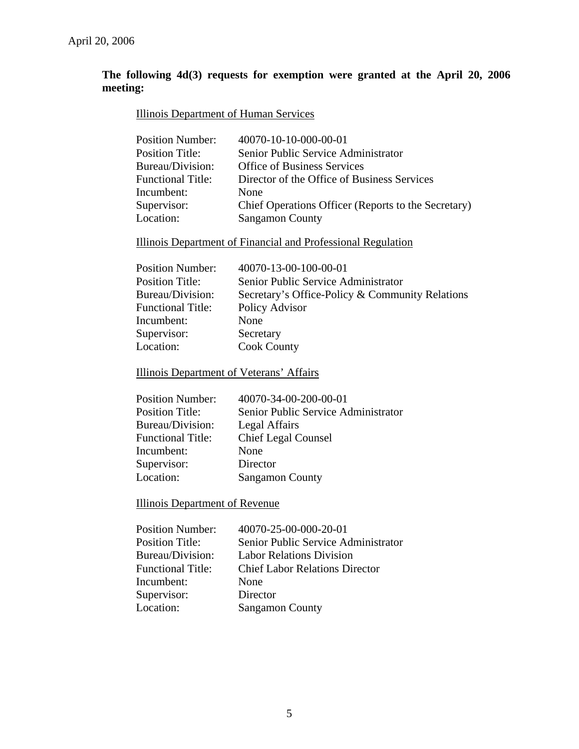April 20, 2006

**The following 4d(3) requests for exemption were granted at the April 20, 2006 meeting:**

Illinois Department of Human Services

| | |
|---|---|
| Position Number: | 40070-10-10-000-00-01 |
| Position Title: | Senior Public Service Administrator |
| Bureau/Division: | Office of Business Services |
| Functional Title: | Director of the Office of Business Services |
| Incumbent: | None |
| Supervisor: | Chief Operations Officer (Reports to the Secretary) |
| Location: | Sangamon County |

Illinois Department of Financial and Professional Regulation

| | |
|---|---|
| Position Number: | 40070-13-00-100-00-01 |
| Position Title: | Senior Public Service Administrator |
| Bureau/Division: | Secretary's Office-Policy & Community Relations |
| Functional Title: | Policy Advisor |
| Incumbent: | None |
| Supervisor: | Secretary |
| Location: | Cook County |

Illinois Department of Veterans' Affairs

| | |
|---|---|
| Position Number: | 40070-34-00-200-00-01 |
| Position Title: | Senior Public Service Administrator |
| Bureau/Division: | Legal Affairs |
| Functional Title: | Chief Legal Counsel |
| Incumbent: | None |
| Supervisor: | Director |
| Location: | Sangamon County |

Illinois Department of Revenue

| | |
|---|---|
| Position Number: | 40070-25-00-000-20-01 |
| Position Title: | Senior Public Service Administrator |
| Bureau/Division: | Labor Relations Division |
| Functional Title: | Chief Labor Relations Director |
| Incumbent: | None |
| Supervisor: | Director |
| Location: | Sangamon County |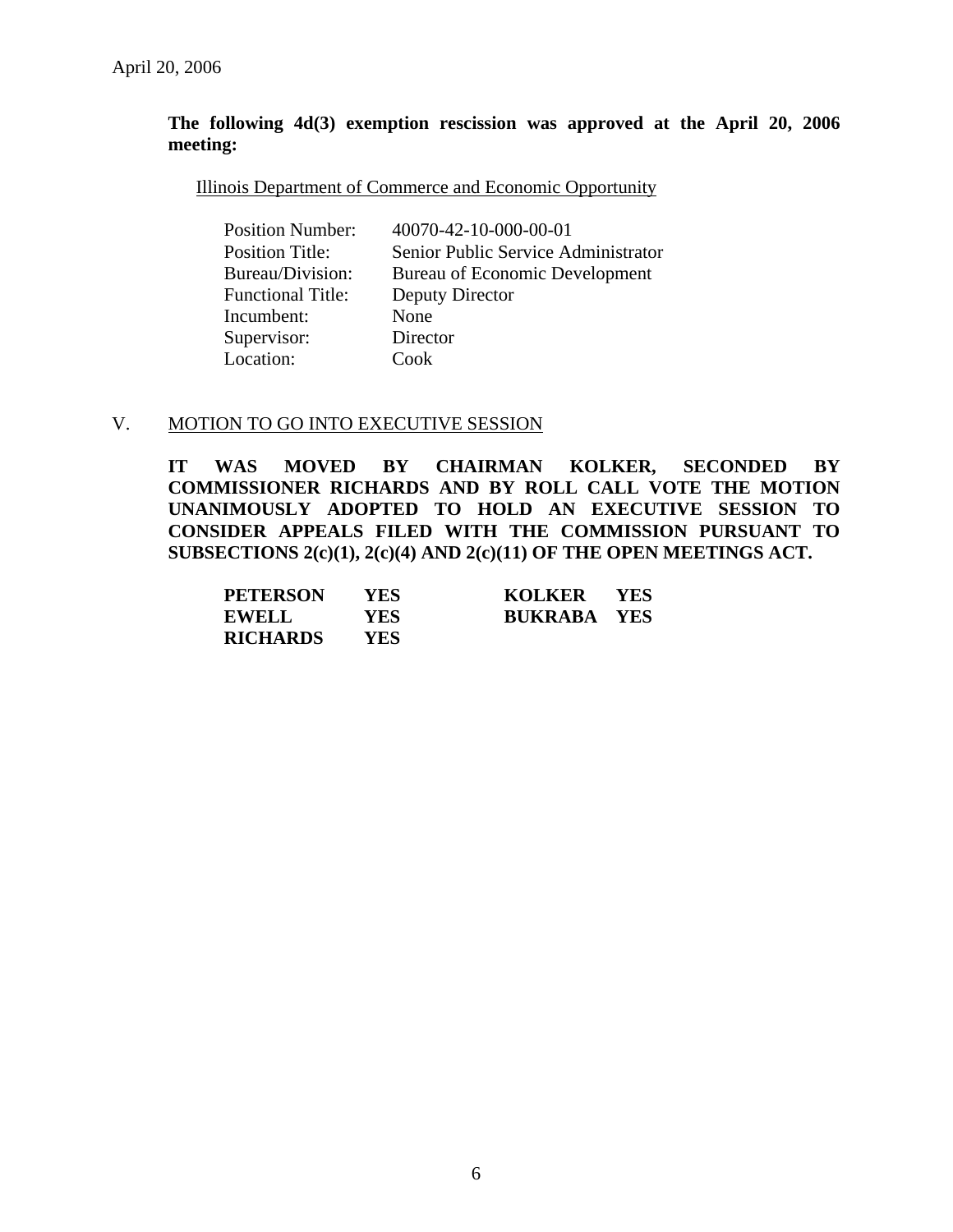April 20, 2006

**The following 4d(3) exemption rescission was approved at the April 20, 2006 meeting:**

Illinois Department of Commerce and Economic Opportunity

| | |
|---|---|
| Position Number: | 40070-42-10-000-00-01 |
| Position Title: | Senior Public Service Administrator |
| Bureau/Division: | Bureau of Economic Development |
| Functional Title: | Deputy Director |
| Incumbent: | None |
| Supervisor: | Director |
| Location: | Cook |

## V. MOTION TO GO INTO EXECUTIVE SESSION

**IT WAS MOVED BY CHAIRMAN KOLKER, SECONDED BY COMMISSIONER RICHARDS AND BY ROLL CALL VOTE THE MOTION UNANIMOUSLY ADOPTED TO HOLD AN EXECUTIVE SESSION TO CONSIDER APPEALS FILED WITH THE COMMISSION PURSUANT TO SUBSECTIONS 2(c)(1), 2(c)(4) AND 2(c)(11) OF THE OPEN MEETINGS ACT.**

| | | | |
|---|---|---|---|
| **PETERSON** | **YES** | **KOLKER** | **YES** |
| **EWELL** | **YES** | **BUKRABA** | **YES** |
| **RICHARDS** | **YES** | | |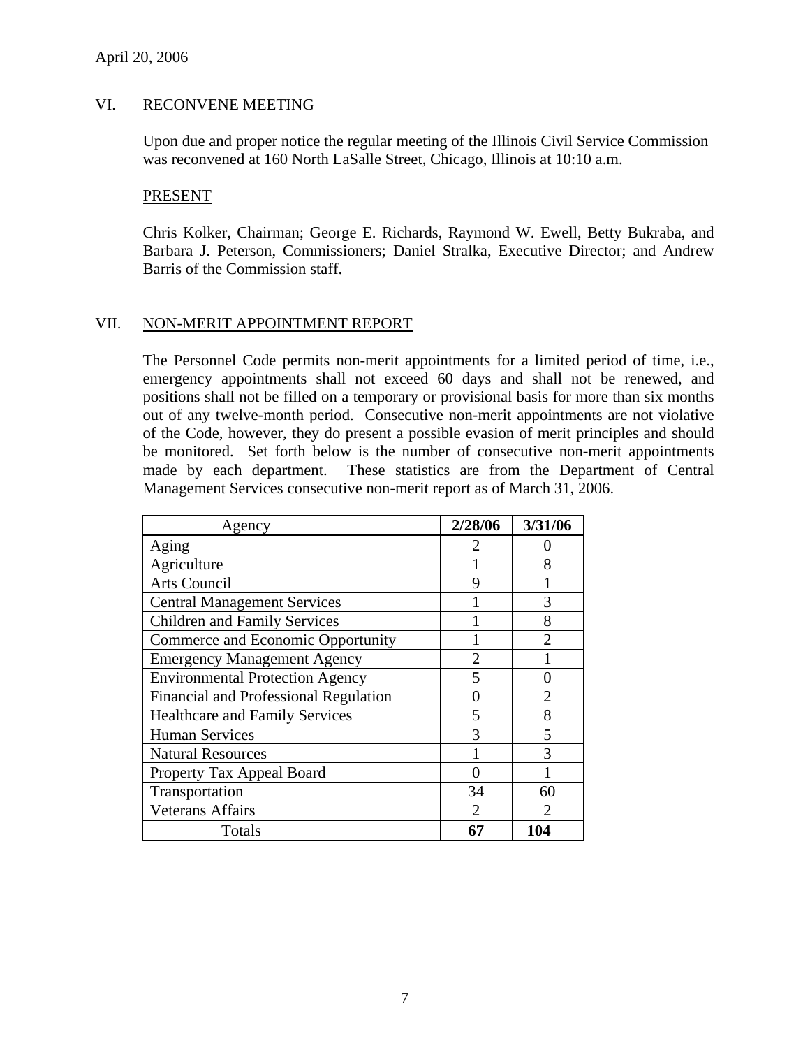April 20, 2006

## VI. RECONVENE MEETING

Upon due and proper notice the regular meeting of the Illinois Civil Service Commission was reconvened at 160 North LaSalle Street, Chicago, Illinois at 10:10 a.m.

### PRESENT

Chris Kolker, Chairman; George E. Richards, Raymond W. Ewell, Betty Bukraba, and Barbara J. Peterson, Commissioners; Daniel Stralka, Executive Director; and Andrew Barris of the Commission staff.

## VII. NON-MERIT APPOINTMENT REPORT

The Personnel Code permits non-merit appointments for a limited period of time, i.e., emergency appointments shall not exceed 60 days and shall not be renewed, and positions shall not be filled on a temporary or provisional basis for more than six months out of any twelve-month period. Consecutive non-merit appointments are not violative of the Code, however, they do present a possible evasion of merit principles and should be monitored. Set forth below is the number of consecutive non-merit appointments made by each department. These statistics are from the Department of Central Management Services consecutive non-merit report as of March 31, 2006.

| Agency | 2/28/06 | 3/31/06 |
|---|---|---|
| Aging | 2 | 0 |
| Agriculture | 1 | 8 |
| Arts Council | 9 | 1 |
| Central Management Services | 1 | 3 |
| Children and Family Services | 1 | 8 |
| Commerce and Economic Opportunity | 1 | 2 |
| Emergency Management Agency | 2 | 1 |
| Environmental Protection Agency | 5 | 0 |
| Financial and Professional Regulation | 0 | 2 |
| Healthcare and Family Services | 5 | 8 |
| Human Services | 3 | 5 |
| Natural Resources | 1 | 3 |
| Property Tax Appeal Board | 0 | 1 |
| Transportation | 34 | 60 |
| Veterans Affairs | 2 | 2 |
| Totals | **67** | **104** |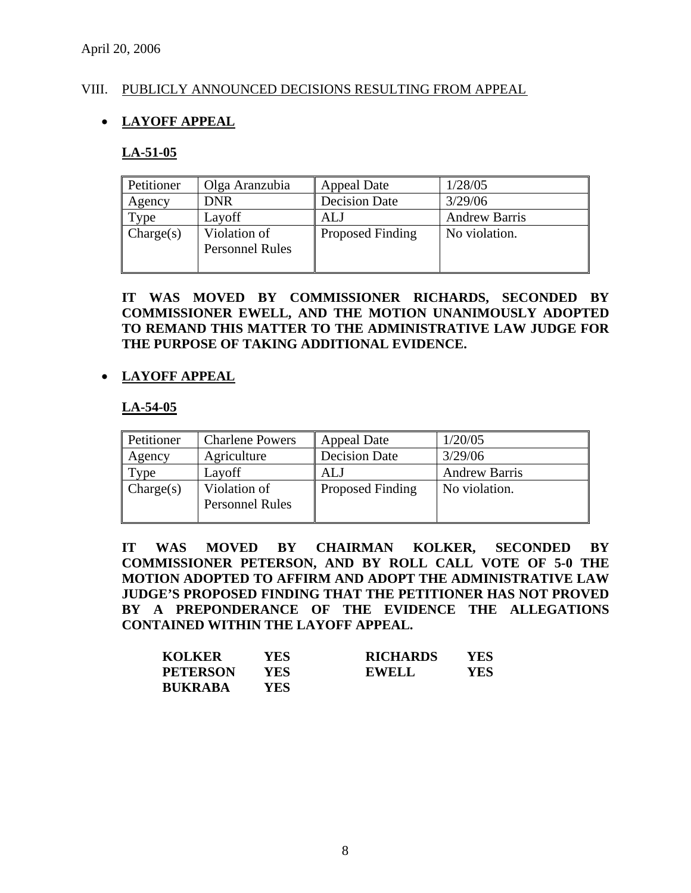April 20, 2006

## VIII. PUBLICLY ANNOUNCED DECISIONS RESULTING FROM APPEAL

- **LAYOFF APPEAL**

**LA-51-05**

| Petitioner | Olga Aranzubia | Appeal Date | 1/28/05 |
|---|---|---|---|
| Agency | DNR | Decision Date | 3/29/06 |
| Type | Layoff | ALJ | Andrew Barris |
| Charge(s) | Violation of Personnel Rules | Proposed Finding | No violation. |

**IT WAS MOVED BY COMMISSIONER RICHARDS, SECONDED BY COMMISSIONER EWELL, AND THE MOTION UNANIMOUSLY ADOPTED TO REMAND THIS MATTER TO THE ADMINISTRATIVE LAW JUDGE FOR THE PURPOSE OF TAKING ADDITIONAL EVIDENCE.**

- **LAYOFF APPEAL**

**LA-54-05**

| Petitioner | Charlene Powers | Appeal Date | 1/20/05 |
|---|---|---|---|
| Agency | Agriculture | Decision Date | 3/29/06 |
| Type | Layoff | ALJ | Andrew Barris |
| Charge(s) | Violation of Personnel Rules | Proposed Finding | No violation. |

**IT WAS MOVED BY CHAIRMAN KOLKER, SECONDED BY COMMISSIONER PETERSON, AND BY ROLL CALL VOTE OF 5-0 THE MOTION ADOPTED TO AFFIRM AND ADOPT THE ADMINISTRATIVE LAW JUDGE'S PROPOSED FINDING THAT THE PETITIONER HAS NOT PROVED BY A PREPONDERANCE OF THE EVIDENCE THE ALLEGATIONS CONTAINED WITHIN THE LAYOFF APPEAL.**

| | | | |
|---|---|---|---|
| **KOLKER** | **YES** | **RICHARDS** | **YES** |
| **PETERSON** | **YES** | **EWELL** | **YES** |
| **BUKRABA** | **YES** | | |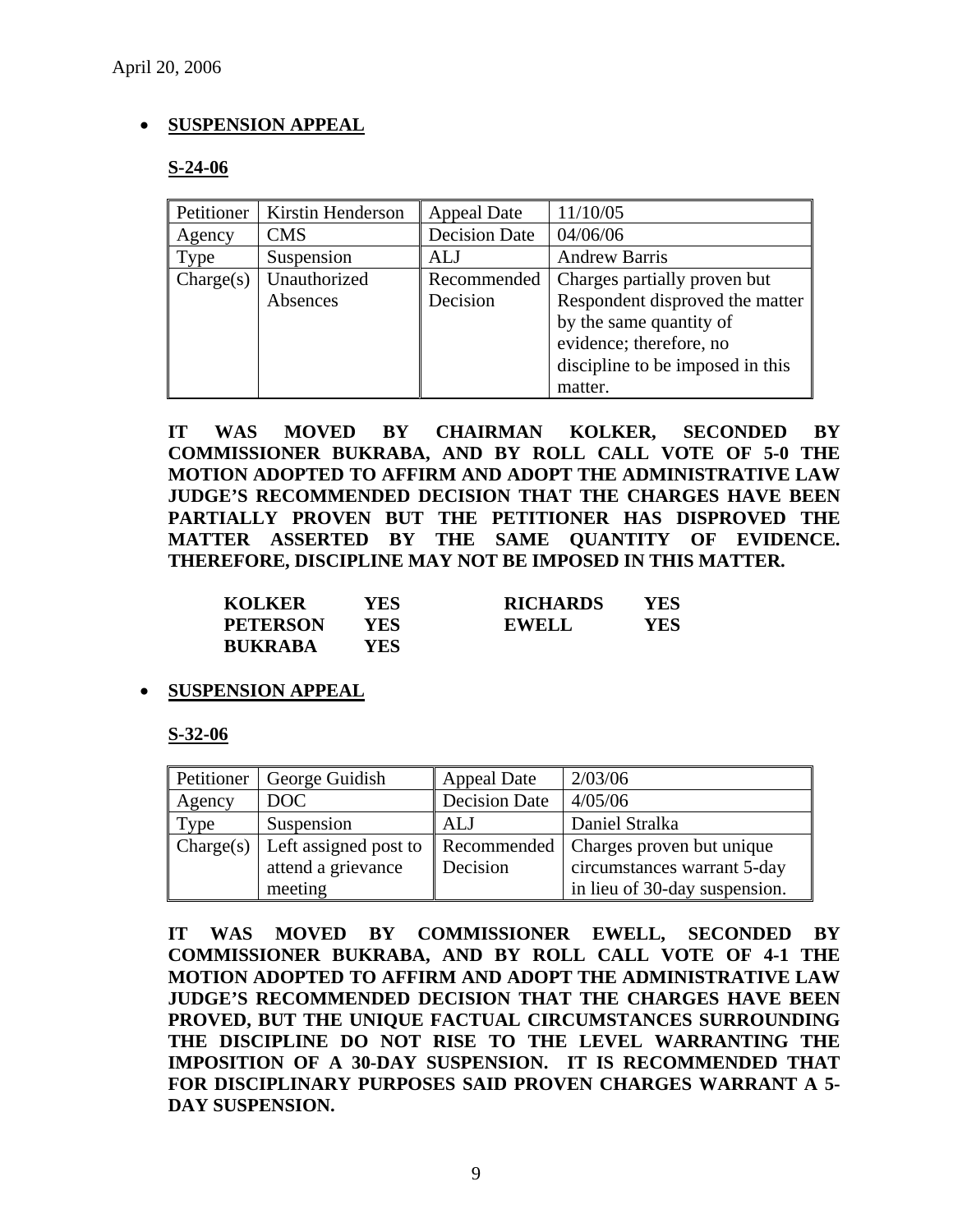April 20, 2006

- **SUSPENSION APPEAL**

**S-24-06**

| Petitioner | Kirstin Henderson | Appeal Date | 11/10/05 |
|---|---|---|---|
| Agency | CMS | Decision Date | 04/06/06 |
| Type | Suspension | ALJ | Andrew Barris |
| Charge(s) | Unauthorized Absences | Recommended Decision | Charges partially proven but Respondent disproved the matter by the same quantity of evidence; therefore, no discipline to be imposed in this matter. |

**IT WAS MOVED BY CHAIRMAN KOLKER, SECONDED BY COMMISSIONER BUKRABA, AND BY ROLL CALL VOTE OF 5-0 THE MOTION ADOPTED TO AFFIRM AND ADOPT THE ADMINISTRATIVE LAW JUDGE'S RECOMMENDED DECISION THAT THE CHARGES HAVE BEEN PARTIALLY PROVEN BUT THE PETITIONER HAS DISPROVED THE MATTER ASSERTED BY THE SAME QUANTITY OF EVIDENCE. THEREFORE, DISCIPLINE MAY NOT BE IMPOSED IN THIS MATTER.**

| | | | |
|---|---|---|---|
| **KOLKER** | **YES** | **RICHARDS** | **YES** |
| **PETERSON** | **YES** | **EWELL** | **YES** |
| **BUKRABA** | **YES** | | |

- **SUSPENSION APPEAL**

**S-32-06**

| Petitioner | George Guidish | Appeal Date | 2/03/06 |
|---|---|---|---|
| Agency | DOC | Decision Date | 4/05/06 |
| Type | Suspension | ALJ | Daniel Stralka |
| Charge(s) | Left assigned post to attend a grievance meeting | Recommended Decision | Charges proven but unique circumstances warrant 5-day in lieu of 30-day suspension. |

**IT WAS MOVED BY COMMISSIONER EWELL, SECONDED BY COMMISSIONER BUKRABA, AND BY ROLL CALL VOTE OF 4-1 THE MOTION ADOPTED TO AFFIRM AND ADOPT THE ADMINISTRATIVE LAW JUDGE'S RECOMMENDED DECISION THAT THE CHARGES HAVE BEEN PROVED, BUT THE UNIQUE FACTUAL CIRCUMSTANCES SURROUNDING THE DISCIPLINE DO NOT RISE TO THE LEVEL WARRANTING THE IMPOSITION OF A 30-DAY SUSPENSION. IT IS RECOMMENDED THAT FOR DISCIPLINARY PURPOSES SAID PROVEN CHARGES WARRANT A 5-DAY SUSPENSION.**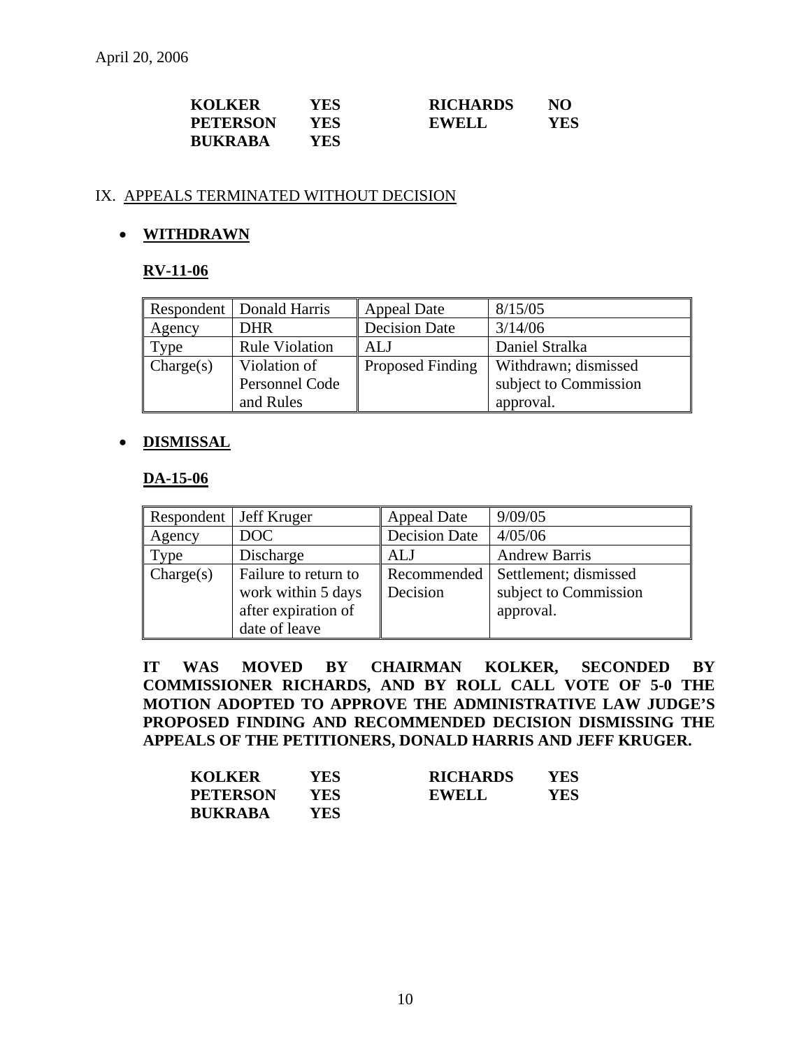| | | | |
|---|---|---|---|
| **KOLKER** | **YES** | **RICHARDS** | **NO** |
| **PETERSON** | **YES** | **EWELL** | **YES** |
| **BUKRABA** | **YES** | | |

## IX. APPEALS TERMINATED WITHOUT DECISION

- **WITHDRAWN**

**RV-11-06**

| Respondent | Donald Harris | Appeal Date | 8/15/05 |
|---|---|---|---|
| Agency | DHR | Decision Date | 3/14/06 |
| Type | Rule Violation | ALJ | Daniel Stralka |
| Charge(s) | Violation of Personnel Code and Rules | Proposed Finding | Withdrawn; dismissed subject to Commission approval. |

- **DISMISSAL**

**DA-15-06**

| Respondent | Jeff Kruger | Appeal Date | 9/09/05 |
|---|---|---|---|
| Agency | DOC | Decision Date | 4/05/06 |
| Type | Discharge | ALJ | Andrew Barris |
| Charge(s) | Failure to return to work within 5 days after expiration of date of leave | Recommended Decision | Settlement; dismissed subject to Commission approval. |

**IT WAS MOVED BY CHAIRMAN KOLKER, SECONDED BY COMMISSIONER RICHARDS, AND BY ROLL CALL VOTE OF 5-0 THE MOTION ADOPTED TO APPROVE THE ADMINISTRATIVE LAW JUDGE'S PROPOSED FINDING AND RECOMMENDED DECISION DISMISSING THE APPEALS OF THE PETITIONERS, DONALD HARRIS AND JEFF KRUGER.**

| | | | |
|---|---|---|---|
| **KOLKER** | **YES** | **RICHARDS** | **YES** |
| **PETERSON** | **YES** | **EWELL** | **YES** |
| **BUKRABA** | **YES** | | |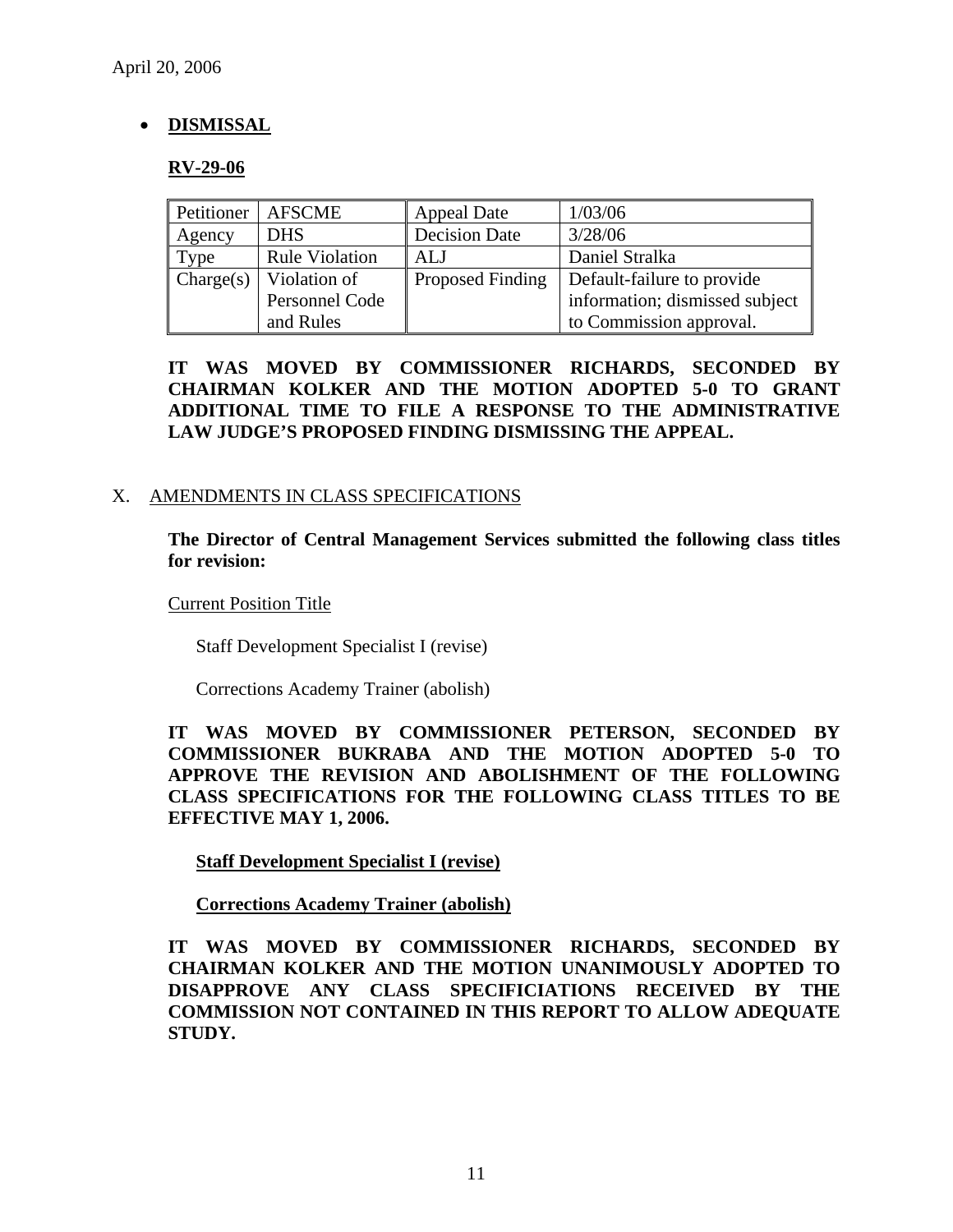April 20, 2006

- **DISMISSAL**

**RV-29-06**

| Petitioner | AFSCME | Appeal Date | 1/03/06 |
|---|---|---|---|
| Agency | DHS | Decision Date | 3/28/06 |
| Type | Rule Violation | ALJ | Daniel Stralka |
| Charge(s) | Violation of Personnel Code and Rules | Proposed Finding | Default-failure to provide information; dismissed subject to Commission approval. |

**IT WAS MOVED BY COMMISSIONER RICHARDS, SECONDED BY CHAIRMAN KOLKER AND THE MOTION ADOPTED 5-0 TO GRANT ADDITIONAL TIME TO FILE A RESPONSE TO THE ADMINISTRATIVE LAW JUDGE'S PROPOSED FINDING DISMISSING THE APPEAL.**

X. AMENDMENTS IN CLASS SPECIFICATIONS

**The Director of Central Management Services submitted the following class titles for revision:**

Current Position Title

Staff Development Specialist I (revise)

Corrections Academy Trainer (abolish)

**IT WAS MOVED BY COMMISSIONER PETERSON, SECONDED BY COMMISSIONER BUKRABA AND THE MOTION ADOPTED 5-0 TO APPROVE THE REVISION AND ABOLISHMENT OF THE FOLLOWING CLASS SPECIFICATIONS FOR THE FOLLOWING CLASS TITLES TO BE EFFECTIVE MAY 1, 2006.**

**Staff Development Specialist I (revise)**

**Corrections Academy Trainer (abolish)**

**IT WAS MOVED BY COMMISSIONER RICHARDS, SECONDED BY CHAIRMAN KOLKER AND THE MOTION UNANIMOUSLY ADOPTED TO DISAPPROVE ANY CLASS SPECIFICIATIONS RECEIVED BY THE COMMISSION NOT CONTAINED IN THIS REPORT TO ALLOW ADEQUATE STUDY.**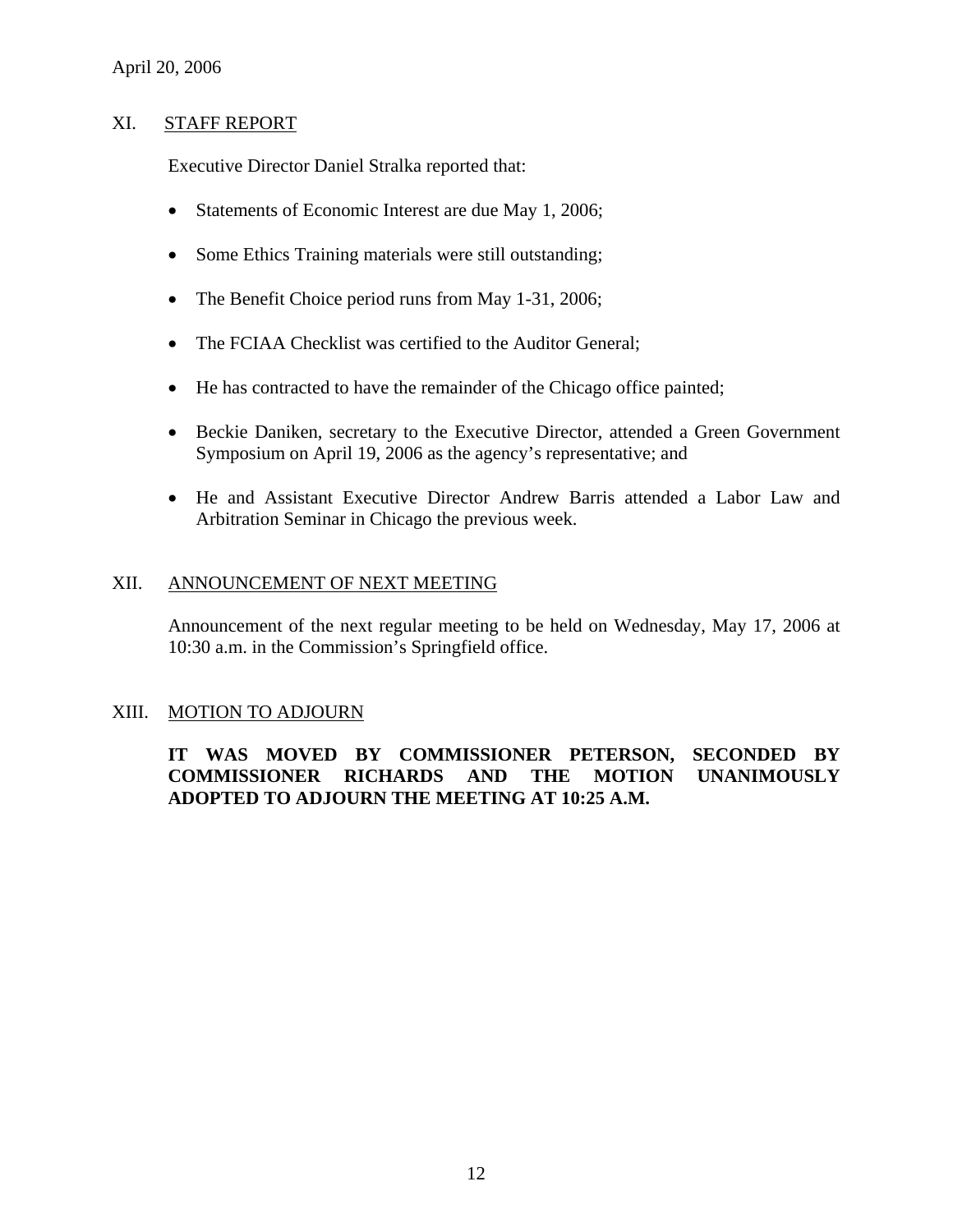April 20, 2006

## XI. STAFF REPORT

Executive Director Daniel Stralka reported that:

- Statements of Economic Interest are due May 1, 2006;
- Some Ethics Training materials were still outstanding;
- The Benefit Choice period runs from May 1-31, 2006;
- The FCIAA Checklist was certified to the Auditor General;
- He has contracted to have the remainder of the Chicago office painted;
- Beckie Daniken, secretary to the Executive Director, attended a Green Government Symposium on April 19, 2006 as the agency's representative; and
- He and Assistant Executive Director Andrew Barris attended a Labor Law and Arbitration Seminar in Chicago the previous week.

## XII. ANNOUNCEMENT OF NEXT MEETING

Announcement of the next regular meeting to be held on Wednesday, May 17, 2006 at 10:30 a.m. in the Commission's Springfield office.

## XIII. MOTION TO ADJOURN

**IT WAS MOVED BY COMMISSIONER PETERSON, SECONDED BY COMMISSIONER RICHARDS AND THE MOTION UNANIMOUSLY ADOPTED TO ADJOURN THE MEETING AT 10:25 A.M.**